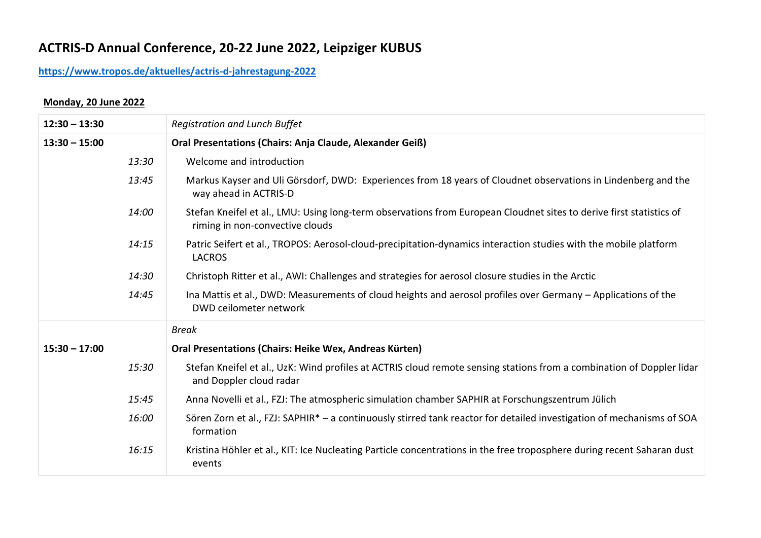# ACTRIS-D Annual Conference, 20-22 June 2022, Leipziger KUBUS

**https://www.tropos.de/aktuelles/actris-d-jahrestagung-2022**

## Monday, 20 June 2022

| | |
|---|---|
| **12:30 – 13:30** | *Registration and Lunch Buffet* |
| **13:30 – 15:00** | **Oral Presentations (Chairs: Anja Claude, Alexander Geiß)** |
| *13:30* | Welcome and introduction |
| *13:45* | Markus Kayser and Uli Görsdorf, DWD: Experiences from 18 years of Cloudnet observations in Lindenberg and the way ahead in ACTRIS-D |
| *14:00* | Stefan Kneifel et al., LMU: Using long-term observations from European Cloudnet sites to derive first statistics of riming in non-convective clouds |
| *14:15* | Patric Seifert et al., TROPOS: Aerosol-cloud-precipitation-dynamics interaction studies with the mobile platform LACROS |
| *14:30* | Christoph Ritter et al., AWI: Challenges and strategies for aerosol closure studies in the Arctic |
| *14:45* | Ina Mattis et al., DWD: Measurements of cloud heights and aerosol profiles over Germany – Applications of the DWD ceilometer network |
| | *Break* |
| **15:30 – 17:00** | **Oral Presentations (Chairs: Heike Wex, Andreas Kürten)** |
| *15:30* | Stefan Kneifel et al., UzK: Wind profiles at ACTRIS cloud remote sensing stations from a combination of Doppler lidar and Doppler cloud radar |
| *15:45* | Anna Novelli et al., FZJ: The atmospheric simulation chamber SAPHIR at Forschungszentrum Jülich |
| *16:00* | Sören Zorn et al., FZJ: SAPHIR* – a continuously stirred tank reactor for detailed investigation of mechanisms of SOA formation |
| *16:15* | Kristina Höhler et al., KIT: Ice Nucleating Particle concentrations in the free troposphere during recent Saharan dust events |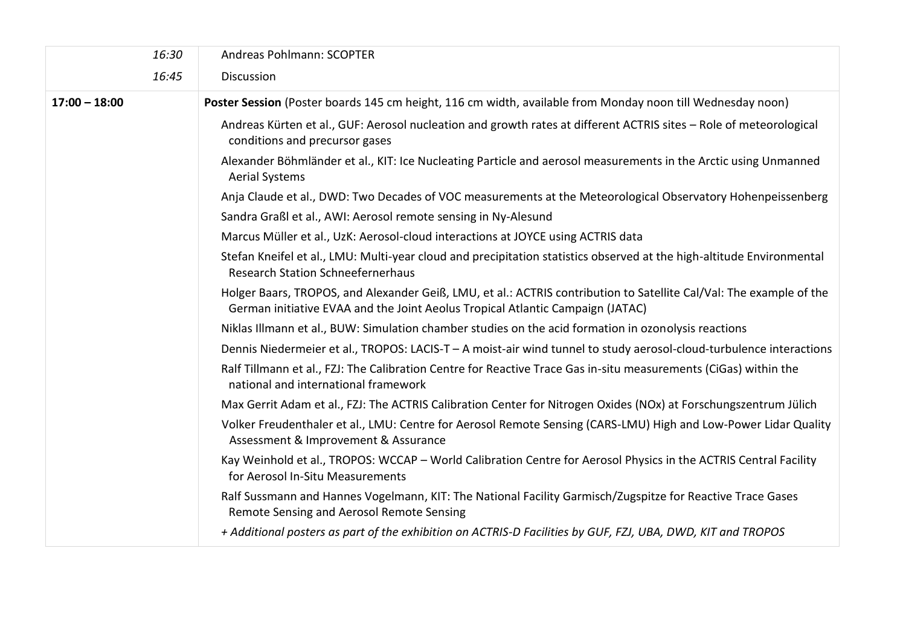| | |
|---|---|
| *16:30* | Andreas Pohlmann: SCOPTER |
| *16:45* | Discussion |
| **17:00 – 18:00** | **Poster Session** (Poster boards 145 cm height, 116 cm width, available from Monday noon till Wednesday noon) |
| | Andreas Kürten et al., GUF: Aerosol nucleation and growth rates at different ACTRIS sites – Role of meteorological conditions and precursor gases |
| | Alexander Böhmländer et al., KIT: Ice Nucleating Particle and aerosol measurements in the Arctic using Unmanned Aerial Systems |
| | Anja Claude et al., DWD: Two Decades of VOC measurements at the Meteorological Observatory Hohenpeissenberg |
| | Sandra Graßl et al., AWI: Aerosol remote sensing in Ny-Alesund |
| | Marcus Müller et al., UzK: Aerosol-cloud interactions at JOYCE using ACTRIS data |
| | Stefan Kneifel et al., LMU: Multi-year cloud and precipitation statistics observed at the high-altitude Environmental Research Station Schneefernerhaus |
| | Holger Baars, TROPOS, and Alexander Geiß, LMU, et al.: ACTRIS contribution to Satellite Cal/Val: The example of the German initiative EVAA and the Joint Aeolus Tropical Atlantic Campaign (JATAC) |
| | Niklas Illmann et al., BUW: Simulation chamber studies on the acid formation in ozonolysis reactions |
| | Dennis Niedermeier et al., TROPOS: LACIS-T – A moist-air wind tunnel to study aerosol-cloud-turbulence interactions |
| | Ralf Tillmann et al., FZJ: The Calibration Centre for Reactive Trace Gas in-situ measurements (CiGas) within the national and international framework |
| | Max Gerrit Adam et al., FZJ: The ACTRIS Calibration Center for Nitrogen Oxides (NOx) at Forschungszentrum Jülich |
| | Volker Freudenthaler et al., LMU: Centre for Aerosol Remote Sensing (CARS-LMU) High and Low-Power Lidar Quality Assessment & Improvement & Assurance |
| | Kay Weinhold et al., TROPOS: WCCAP – World Calibration Centre for Aerosol Physics in the ACTRIS Central Facility for Aerosol In-Situ Measurements |
| | Ralf Sussmann and Hannes Vogelmann, KIT: The National Facility Garmisch/Zugspitze for Reactive Trace Gases Remote Sensing and Aerosol Remote Sensing |
| | *+ Additional posters as part of the exhibition on ACTRIS-D Facilities by GUF, FZJ, UBA, DWD, KIT and TROPOS* |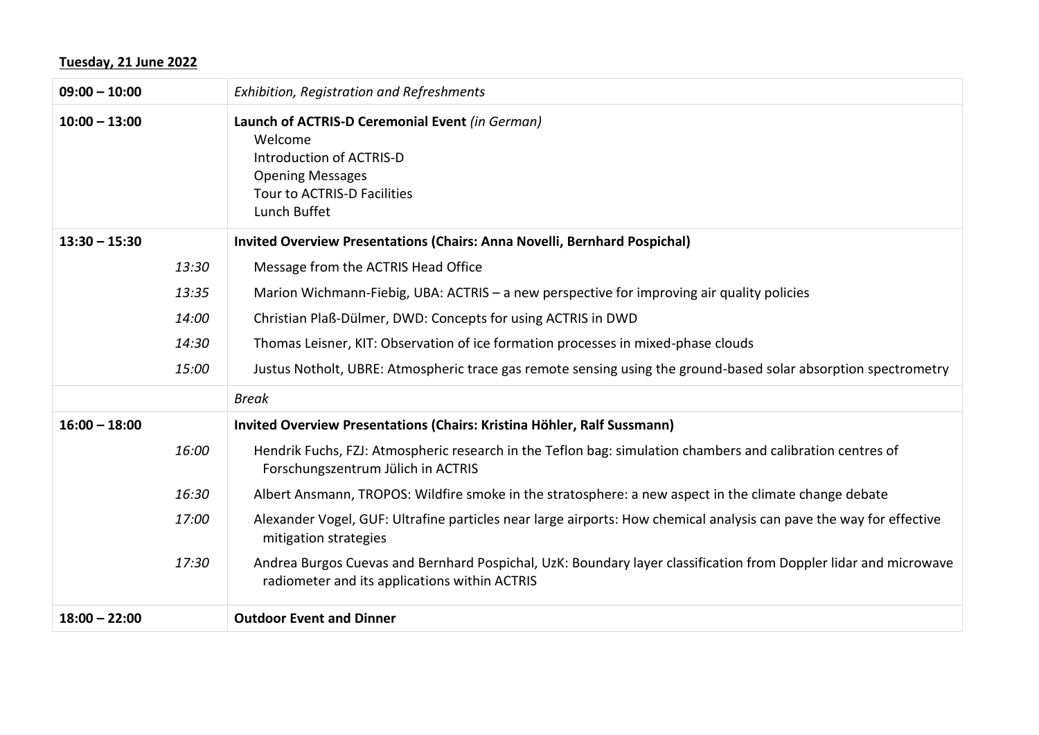**Tuesday, 21 June 2022**

| | |
|---|---|
| **09:00 – 10:00** | *Exhibition, Registration and Refreshments* |
| **10:00 – 13:00** | **Launch of ACTRIS-D Ceremonial Event** *(in German)*<br>Welcome<br>Introduction of ACTRIS-D<br>Opening Messages<br>Tour to ACTRIS-D Facilities<br>Lunch Buffet |
| **13:30 – 15:30** | **Invited Overview Presentations (Chairs: Anna Novelli, Bernhard Pospichal)** |
| *13:30* | Message from the ACTRIS Head Office |
| *13:35* | Marion Wichmann-Fiebig, UBA: ACTRIS – a new perspective for improving air quality policies |
| *14:00* | Christian Plaß-Dülmer, DWD: Concepts for using ACTRIS in DWD |
| *14:30* | Thomas Leisner, KIT: Observation of ice formation processes in mixed-phase clouds |
| *15:00* | Justus Notholt, UBRE: Atmospheric trace gas remote sensing using the ground-based solar absorption spectrometry |
| | *Break* |
| **16:00 – 18:00** | **Invited Overview Presentations (Chairs: Kristina Höhler, Ralf Sussmann)** |
| *16:00* | Hendrik Fuchs, FZJ: Atmospheric research in the Teflon bag: simulation chambers and calibration centres of Forschungszentrum Jülich in ACTRIS |
| *16:30* | Albert Ansmann, TROPOS: Wildfire smoke in the stratosphere: a new aspect in the climate change debate |
| *17:00* | Alexander Vogel, GUF: Ultrafine particles near large airports: How chemical analysis can pave the way for effective mitigation strategies |
| *17:30* | Andrea Burgos Cuevas and Bernhard Pospichal, UzK: Boundary layer classification from Doppler lidar and microwave radiometer and its applications within ACTRIS |
| **18:00 – 22:00** | **Outdoor Event and Dinner** |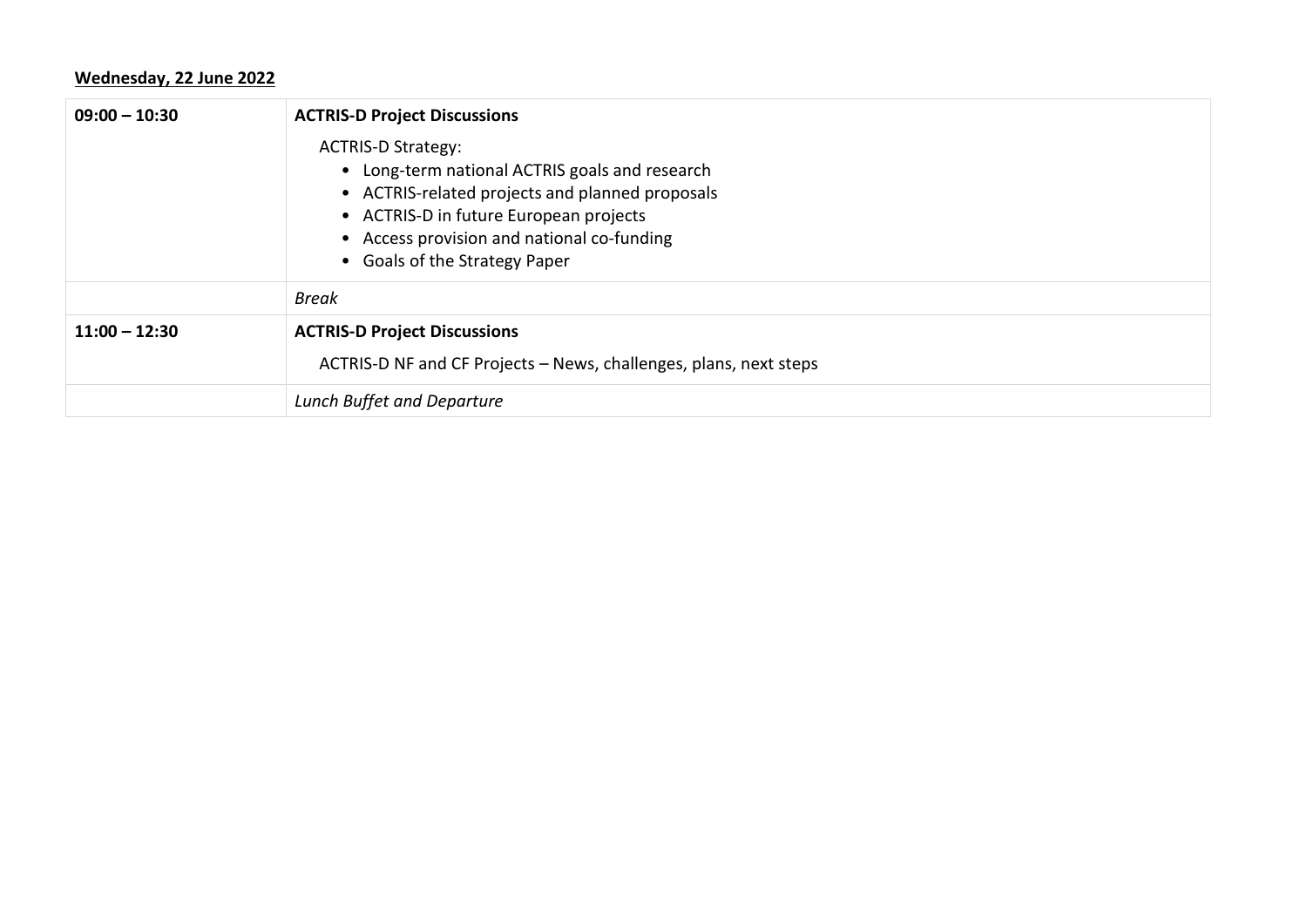**Wednesday, 22 June 2022**

| | |
|---|---|
| **09:00 – 10:30** | **ACTRIS-D Project Discussions**<br>ACTRIS-D Strategy:<br>• Long-term national ACTRIS goals and research<br>• ACTRIS-related projects and planned proposals<br>• ACTRIS-D in future European projects<br>• Access provision and national co-funding<br>• Goals of the Strategy Paper |
| | *Break* |
| **11:00 – 12:30** | **ACTRIS-D Project Discussions**<br>ACTRIS-D NF and CF Projects – News, challenges, plans, next steps |
| | *Lunch Buffet and Departure* |